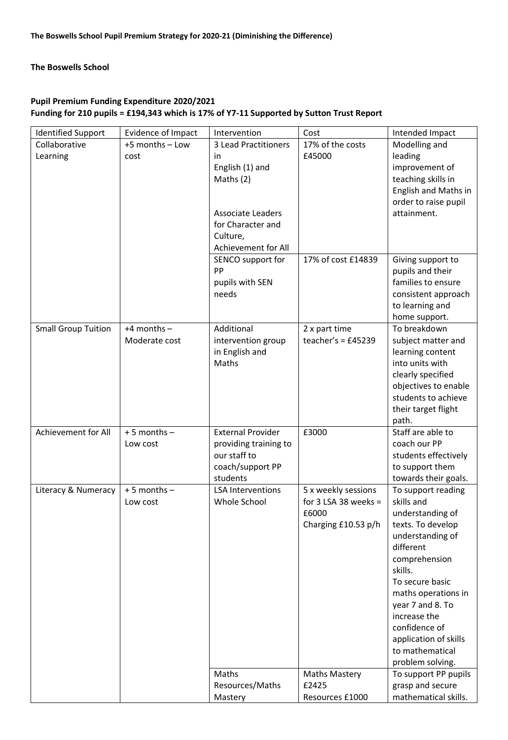**The Boswells School Pupil Premium Strategy for 2020-21 (Diminishing the Difference)**

**The Boswells School**

**Pupil Premium Funding Expenditure 2020/2021**
**Funding for 210 pupils = £194,343 which is 17% of Y7-11 Supported by Sutton Trust Report**

| Identified Support | Evidence of Impact | Intervention | Cost | Intended Impact |
|---|---|---|---|---|
| Collaborative Learning | +5 months – Low cost | 3 Lead Practitioners in English (1) and Maths (2)<br><br>Associate Leaders for Character and Culture, Achievement for All | 17% of the costs £45000 | Modelling and leading improvement of teaching skills in English and Maths in order to raise pupil attainment. |
| | | SENCO support for PP pupils with SEN needs | 17% of cost £14839 | Giving support to pupils and their families to ensure consistent approach to learning and home support. |
| Small Group Tuition | +4 months – Moderate cost | Additional intervention group in English and Maths | 2 x part time teacher's = £45239 | To breakdown subject matter and learning content into units with clearly specified objectives to enable students to achieve their target flight path. |
| Achievement for All | + 5 months – Low cost | External Provider providing training to our staff to coach/support PP students | £3000 | Staff are able to coach our PP students effectively to support them towards their goals. |
| Literacy & Numeracy | + 5 months – Low cost | LSA Interventions Whole School | 5 x weekly sessions for 3 LSA 38 weeks = £6000<br>Charging £10.53 p/h | To support reading skills and understanding of texts. To develop understanding of different comprehension skills.<br>To secure basic maths operations in year 7 and 8. To increase the confidence of application of skills to mathematical problem solving. |
| | | Maths Resources/Maths Mastery | Maths Mastery £2425<br>Resources £1000 | To support PP pupils grasp and secure mathematical skills. |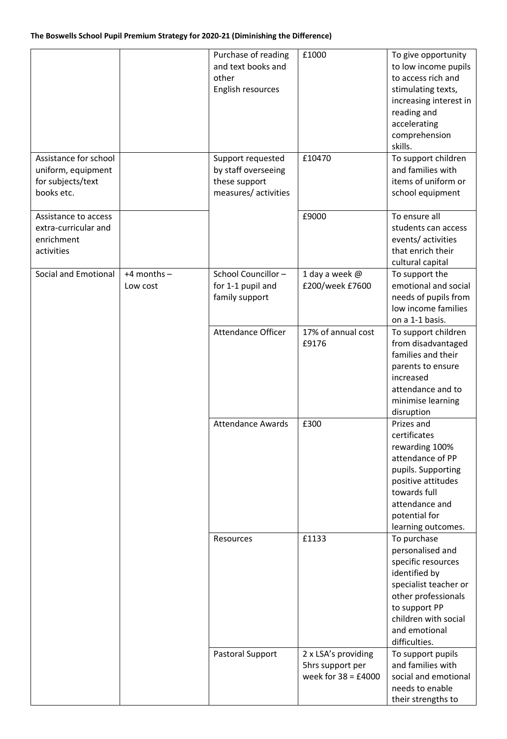**The Boswells School Pupil Premium Strategy for 2020-21 (Diminishing the Difference)**

| | | | | |
|---|---|---|---|---|
| | | Purchase of reading and text books and other English resources | £1000 | To give opportunity to low income pupils to access rich and stimulating texts, increasing interest in reading and accelerating comprehension skills. |
| Assistance for school uniform, equipment for subjects/text books etc. | | Support requested by staff overseeing these support measures/ activities | £10470 | To support children and families with items of uniform or school equipment |
| Assistance to access extra-curricular and enrichment activities | | | £9000 | To ensure all students can access events/ activities that enrich their cultural capital |
| Social and Emotional | +4 months – Low cost | School Councillor – for 1-1 pupil and family support | 1 day a week @ £200/week £7600 | To support the emotional and social needs of pupils from low income families on a 1-1 basis. |
| | | Attendance Officer | 17% of annual cost £9176 | To support children from disadvantaged families and their parents to ensure increased attendance and to minimise learning disruption |
| | | Attendance Awards | £300 | Prizes and certificates rewarding 100% attendance of PP pupils. Supporting positive attitudes towards full attendance and potential for learning outcomes. |
| | | Resources | £1133 | To purchase personalised and specific resources identified by specialist teacher or other professionals to support PP children with social and emotional difficulties. |
| | | Pastoral Support | 2 x LSA's providing 5hrs support per week for 38 = £4000 | To support pupils and families with social and emotional needs to enable their strengths to |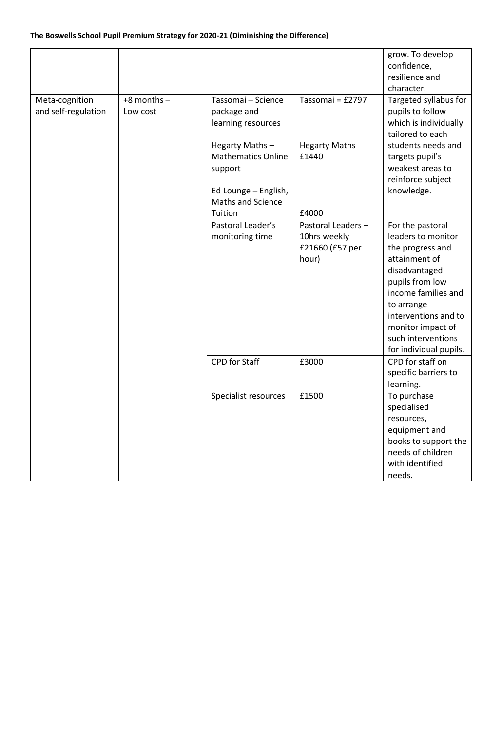**The Boswells School Pupil Premium Strategy for 2020-21 (Diminishing the Difference)**

| | | | | |
|---|---|---|---|---|
| | | | | grow. To develop confidence, resilience and character. |
| Meta-cognition and self-regulation | +8 months – Low cost | Tassomai – Science package and learning resources<br><br>Hegarty Maths – Mathematics Online support<br><br>Ed Lounge – English, Maths and Science Tuition | Tassomai = £2797<br><br>Hegarty Maths £1440<br><br>£4000 | Targeted syllabus for pupils to follow which is individually tailored to each students needs and targets pupil's weakest areas to reinforce subject knowledge. |
| | | Pastoral Leader's monitoring time | Pastoral Leaders – 10hrs weekly £21660 (£57 per hour) | For the pastoral leaders to monitor the progress and attainment of disadvantaged pupils from low income families and to arrange interventions and to monitor impact of such interventions for individual pupils. |
| | | CPD for Staff | £3000 | CPD for staff on specific barriers to learning. |
| | | Specialist resources | £1500 | To purchase specialised resources, equipment and books to support the needs of children with identified needs. |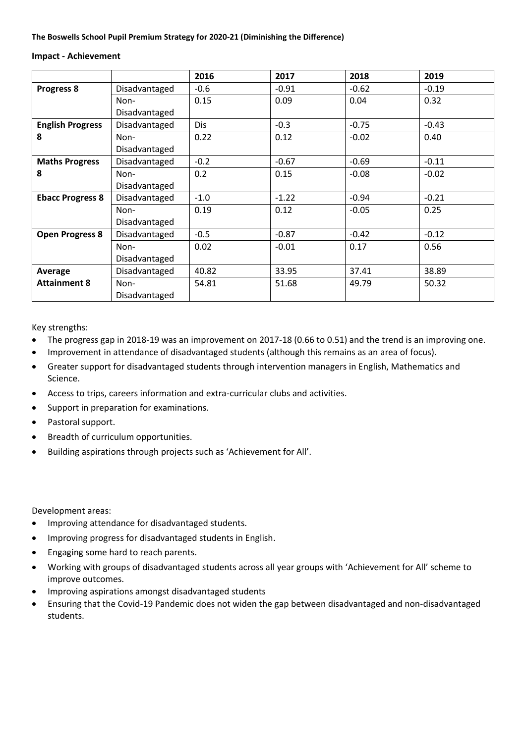**The Boswells School Pupil Premium Strategy for 2020-21 (Diminishing the Difference)**

**Impact - Achievement**

| | | 2016 | 2017 | 2018 | 2019 |
|---|---|---|---|---|---|
| **Progress 8** | Disadvantaged | -0.6 | -0.91 | -0.62 | -0.19 |
| | Non-Disadvantaged | 0.15 | 0.09 | 0.04 | 0.32 |
| **English Progress 8** | Disadvantaged | Dis | -0.3 | -0.75 | -0.43 |
| | Non-Disadvantaged | 0.22 | 0.12 | -0.02 | 0.40 |
| **Maths Progress 8** | Disadvantaged | -0.2 | -0.67 | -0.69 | -0.11 |
| | Non-Disadvantaged | 0.2 | 0.15 | -0.08 | -0.02 |
| **Ebacc Progress 8** | Disadvantaged | -1.0 | -1.22 | -0.94 | -0.21 |
| | Non-Disadvantaged | 0.19 | 0.12 | -0.05 | 0.25 |
| **Open Progress 8** | Disadvantaged | -0.5 | -0.87 | -0.42 | -0.12 |
| | Non-Disadvantaged | 0.02 | -0.01 | 0.17 | 0.56 |
| **Average Attainment 8** | Disadvantaged | 40.82 | 33.95 | 37.41 | 38.89 |
| | Non-Disadvantaged | 54.81 | 51.68 | 49.79 | 50.32 |

Key strengths:

- The progress gap in 2018-19 was an improvement on 2017-18 (0.66 to 0.51) and the trend is an improving one.
- Improvement in attendance of disadvantaged students (although this remains as an area of focus).
- Greater support for disadvantaged students through intervention managers in English, Mathematics and Science.
- Access to trips, careers information and extra-curricular clubs and activities.
- Support in preparation for examinations.
- Pastoral support.
- Breadth of curriculum opportunities.
- Building aspirations through projects such as 'Achievement for All'.

Development areas:

- Improving attendance for disadvantaged students.
- Improving progress for disadvantaged students in English.
- Engaging some hard to reach parents.
- Working with groups of disadvantaged students across all year groups with 'Achievement for All' scheme to improve outcomes.
- Improving aspirations amongst disadvantaged students
- Ensuring that the Covid-19 Pandemic does not widen the gap between disadvantaged and non-disadvantaged students.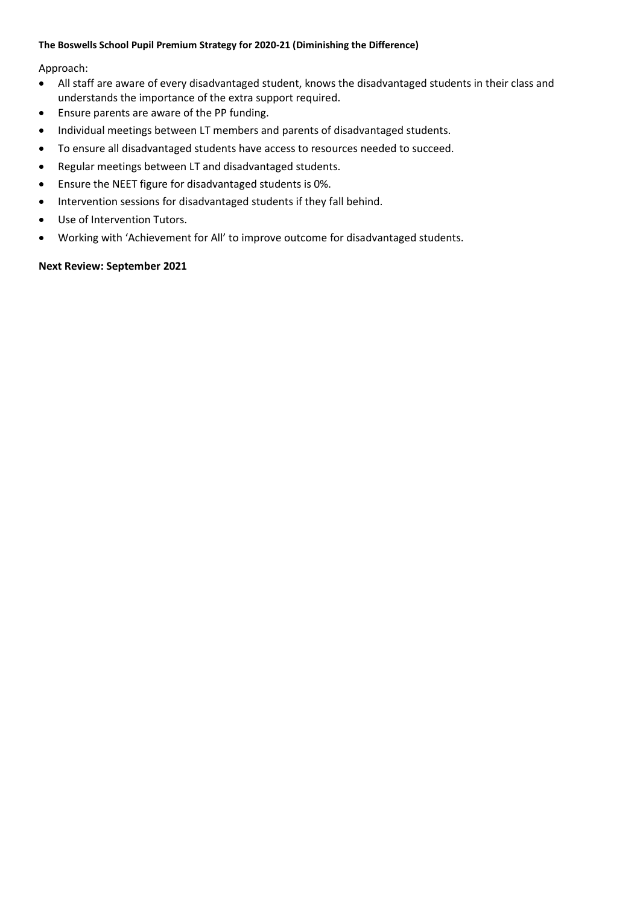**The Boswells School Pupil Premium Strategy for 2020-21 (Diminishing the Difference)**

Approach:

- All staff are aware of every disadvantaged student, knows the disadvantaged students in their class and understands the importance of the extra support required.
- Ensure parents are aware of the PP funding.
- Individual meetings between LT members and parents of disadvantaged students.
- To ensure all disadvantaged students have access to resources needed to succeed.
- Regular meetings between LT and disadvantaged students.
- Ensure the NEET figure for disadvantaged students is 0%.
- Intervention sessions for disadvantaged students if they fall behind.
- Use of Intervention Tutors.
- Working with 'Achievement for All' to improve outcome for disadvantaged students.

**Next Review: September 2021**